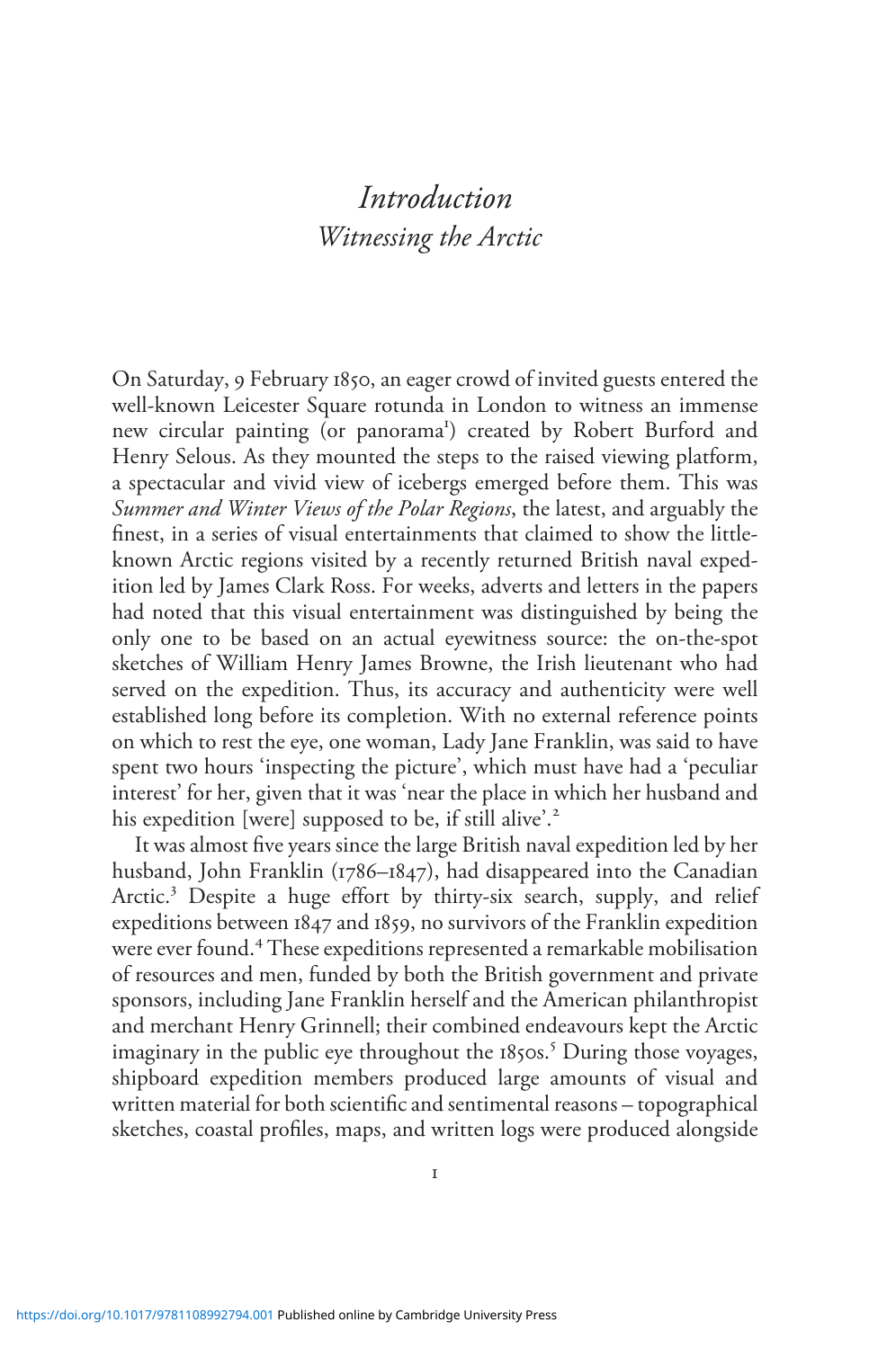# *Introduction*
## *Witnessing the Arctic*

On Saturday, 9 February 1850, an eager crowd of invited guests entered the well-known Leicester Square rotunda in London to witness an immense new circular painting (or panorama[1]) created by Robert Burford and Henry Selous. As they mounted the steps to the raised viewing platform, a spectacular and vivid view of icebergs emerged before them. This was *Summer and Winter Views of the Polar Regions*, the latest, and arguably the finest, in a series of visual entertainments that claimed to show the little-known Arctic regions visited by a recently returned British naval expedition led by James Clark Ross. For weeks, adverts and letters in the papers had noted that this visual entertainment was distinguished by being the only one to be based on an actual eyewitness source: the on-the-spot sketches of William Henry James Browne, the Irish lieutenant who had served on the expedition. Thus, its accuracy and authenticity were well established long before its completion. With no external reference points on which to rest the eye, one woman, Lady Jane Franklin, was said to have spent two hours 'inspecting the picture', which must have had a 'peculiar interest' for her, given that it was 'near the place in which her husband and his expedition [were] supposed to be, if still alive'.[2]

It was almost five years since the large British naval expedition led by her husband, John Franklin (1786–1847), had disappeared into the Canadian Arctic.[3] Despite a huge effort by thirty-six search, supply, and relief expeditions between 1847 and 1859, no survivors of the Franklin expedition were ever found.[4] These expeditions represented a remarkable mobilisation of resources and men, funded by both the British government and private sponsors, including Jane Franklin herself and the American philanthropist and merchant Henry Grinnell; their combined endeavours kept the Arctic imaginary in the public eye throughout the 1850s.[5] During those voyages, shipboard expedition members produced large amounts of visual and written material for both scientific and sentimental reasons – topographical sketches, coastal profiles, maps, and written logs were produced alongside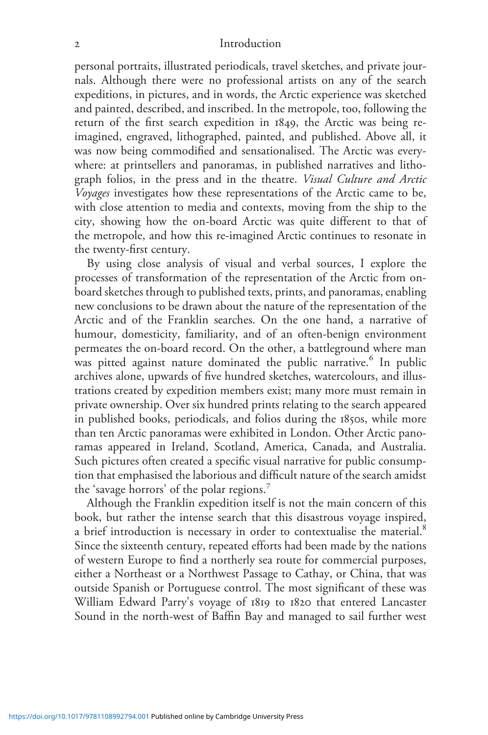personal portraits, illustrated periodicals, travel sketches, and private journals. Although there were no professional artists on any of the search expeditions, in pictures, and in words, the Arctic experience was sketched and painted, described, and inscribed. In the metropole, too, following the return of the first search expedition in 1849, the Arctic was being re-imagined, engraved, lithographed, painted, and published. Above all, it was now being commodified and sensationalised. The Arctic was everywhere: at printsellers and panoramas, in published narratives and lithograph folios, in the press and in the theatre. *Visual Culture and Arctic Voyages* investigates how these representations of the Arctic came to be, with close attention to media and contexts, moving from the ship to the city, showing how the on-board Arctic was quite different to that of the metropole, and how this re-imagined Arctic continues to resonate in the twenty-first century.

By using close analysis of visual and verbal sources, I explore the processes of transformation of the representation of the Arctic from on-board sketches through to published texts, prints, and panoramas, enabling new conclusions to be drawn about the nature of the representation of the Arctic and of the Franklin searches. On the one hand, a narrative of humour, domesticity, familiarity, and of an often-benign environment permeates the on-board record. On the other, a battleground where man was pitted against nature dominated the public narrative.[6] In public archives alone, upwards of five hundred sketches, watercolours, and illustrations created by expedition members exist; many more must remain in private ownership. Over six hundred prints relating to the search appeared in published books, periodicals, and folios during the 1850s, while more than ten Arctic panoramas were exhibited in London. Other Arctic panoramas appeared in Ireland, Scotland, America, Canada, and Australia. Such pictures often created a specific visual narrative for public consumption that emphasised the laborious and difficult nature of the search amidst the 'savage horrors' of the polar regions.[7]

Although the Franklin expedition itself is not the main concern of this book, but rather the intense search that this disastrous voyage inspired, a brief introduction is necessary in order to contextualise the material.[8] Since the sixteenth century, repeated efforts had been made by the nations of western Europe to find a northerly sea route for commercial purposes, either a Northeast or a Northwest Passage to Cathay, or China, that was outside Spanish or Portuguese control. The most significant of these was William Edward Parry's voyage of 1819 to 1820 that entered Lancaster Sound in the north-west of Baffin Bay and managed to sail further west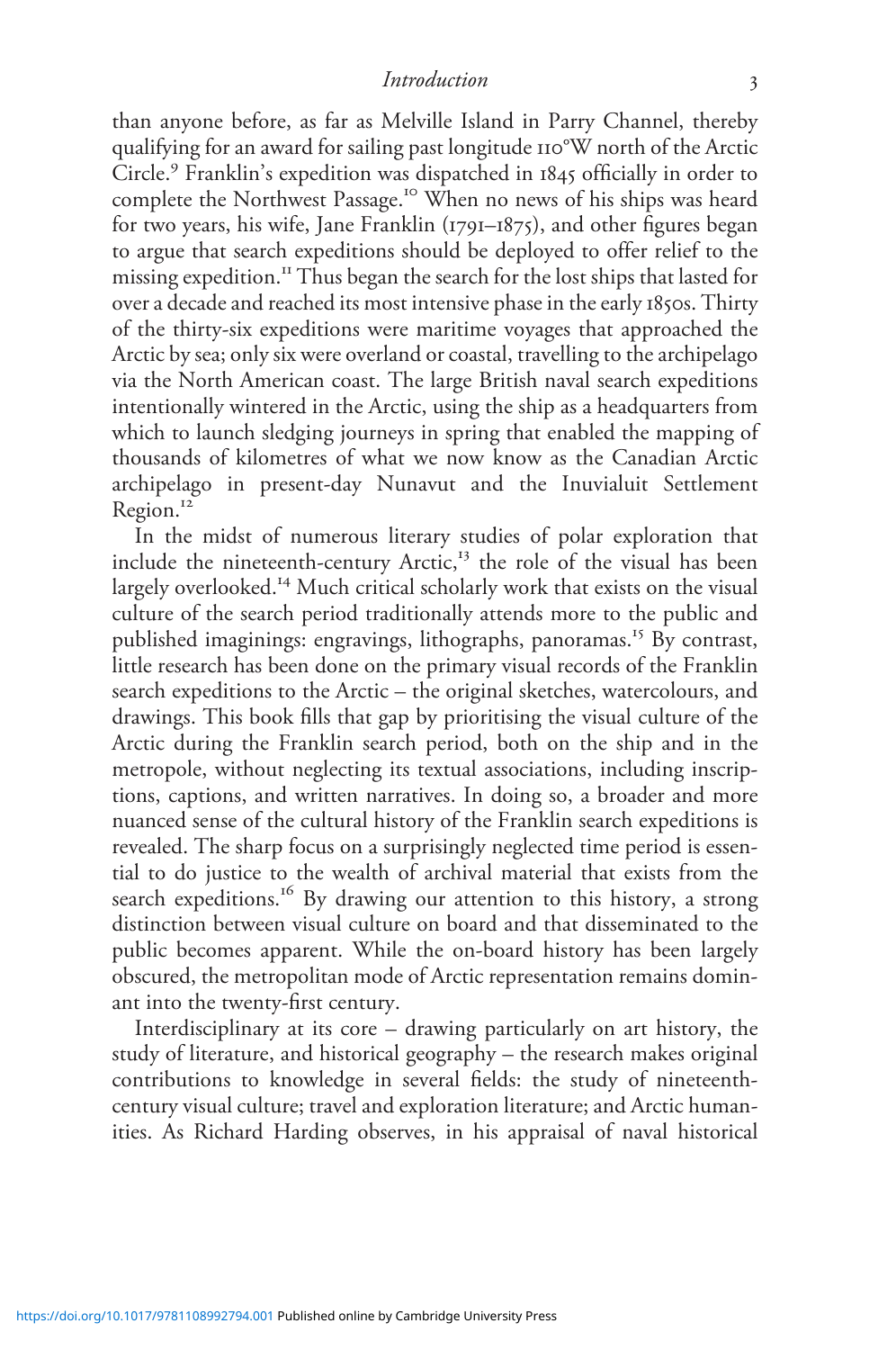than anyone before, as far as Melville Island in Parry Channel, thereby qualifying for an award for sailing past longitude 110°W north of the Arctic Circle.[9] Franklin's expedition was dispatched in 1845 officially in order to complete the Northwest Passage.[10] When no news of his ships was heard for two years, his wife, Jane Franklin (1791–1875), and other figures began to argue that search expeditions should be deployed to offer relief to the missing expedition.[11] Thus began the search for the lost ships that lasted for over a decade and reached its most intensive phase in the early 1850s. Thirty of the thirty-six expeditions were maritime voyages that approached the Arctic by sea; only six were overland or coastal, travelling to the archipelago via the North American coast. The large British naval search expeditions intentionally wintered in the Arctic, using the ship as a headquarters from which to launch sledging journeys in spring that enabled the mapping of thousands of kilometres of what we now know as the Canadian Arctic archipelago in present-day Nunavut and the Inuvialuit Settlement Region.[12]

In the midst of numerous literary studies of polar exploration that include the nineteenth-century Arctic,[13] the role of the visual has been largely overlooked.[14] Much critical scholarly work that exists on the visual culture of the search period traditionally attends more to the public and published imaginings: engravings, lithographs, panoramas.[15] By contrast, little research has been done on the primary visual records of the Franklin search expeditions to the Arctic – the original sketches, watercolours, and drawings. This book fills that gap by prioritising the visual culture of the Arctic during the Franklin search period, both on the ship and in the metropole, without neglecting its textual associations, including inscriptions, captions, and written narratives. In doing so, a broader and more nuanced sense of the cultural history of the Franklin search expeditions is revealed. The sharp focus on a surprisingly neglected time period is essential to do justice to the wealth of archival material that exists from the search expeditions.[16] By drawing our attention to this history, a strong distinction between visual culture on board and that disseminated to the public becomes apparent. While the on-board history has been largely obscured, the metropolitan mode of Arctic representation remains dominant into the twenty-first century.

Interdisciplinary at its core – drawing particularly on art history, the study of literature, and historical geography – the research makes original contributions to knowledge in several fields: the study of nineteenth-century visual culture; travel and exploration literature; and Arctic humanities. As Richard Harding observes, in his appraisal of naval historical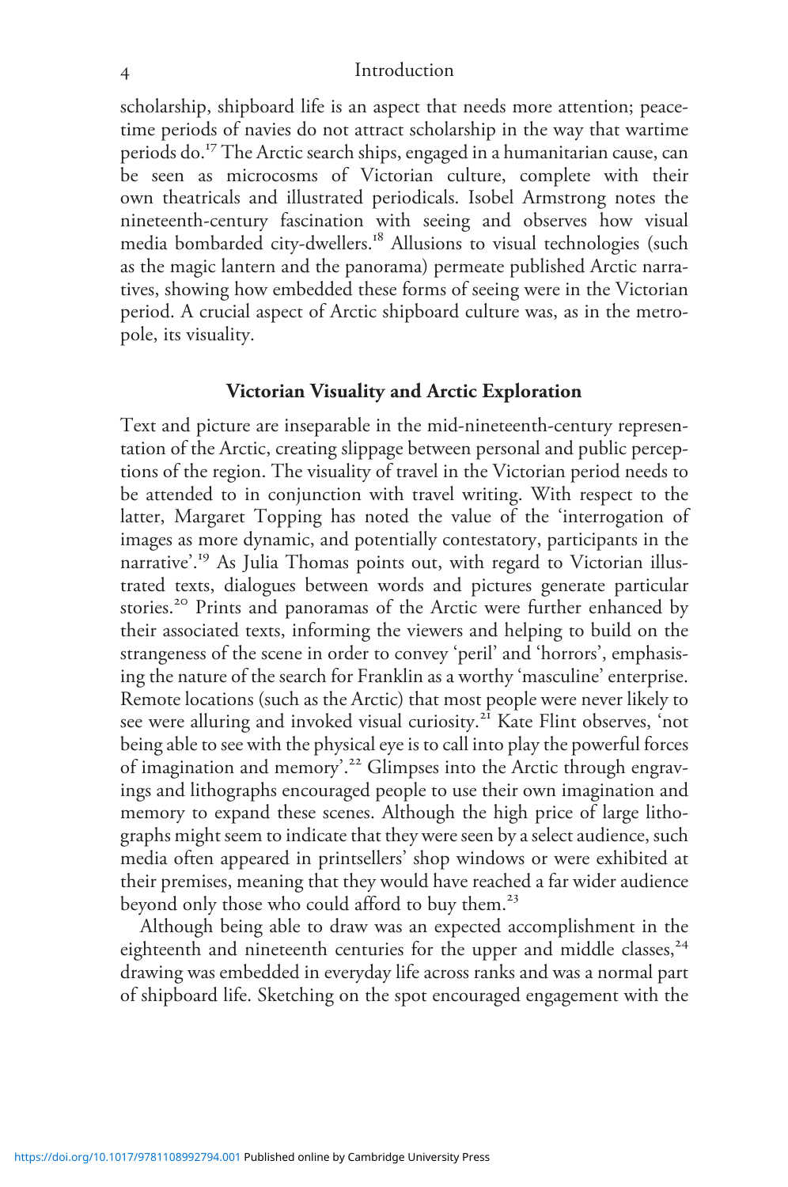scholarship, shipboard life is an aspect that needs more attention; peacetime periods of navies do not attract scholarship in the way that wartime periods do.[17] The Arctic search ships, engaged in a humanitarian cause, can be seen as microcosms of Victorian culture, complete with their own theatricals and illustrated periodicals. Isobel Armstrong notes the nineteenth-century fascination with seeing and observes how visual media bombarded city-dwellers.[18] Allusions to visual technologies (such as the magic lantern and the panorama) permeate published Arctic narratives, showing how embedded these forms of seeing were in the Victorian period. A crucial aspect of Arctic shipboard culture was, as in the metropole, its visuality.

## Victorian Visuality and Arctic Exploration

Text and picture are inseparable in the mid-nineteenth-century representation of the Arctic, creating slippage between personal and public perceptions of the region. The visuality of travel in the Victorian period needs to be attended to in conjunction with travel writing. With respect to the latter, Margaret Topping has noted the value of the 'interrogation of images as more dynamic, and potentially contestatory, participants in the narrative'.[19] As Julia Thomas points out, with regard to Victorian illustrated texts, dialogues between words and pictures generate particular stories.[20] Prints and panoramas of the Arctic were further enhanced by their associated texts, informing the viewers and helping to build on the strangeness of the scene in order to convey 'peril' and 'horrors', emphasising the nature of the search for Franklin as a worthy 'masculine' enterprise. Remote locations (such as the Arctic) that most people were never likely to see were alluring and invoked visual curiosity.[21] Kate Flint observes, 'not being able to see with the physical eye is to call into play the powerful forces of imagination and memory'.[22] Glimpses into the Arctic through engravings and lithographs encouraged people to use their own imagination and memory to expand these scenes. Although the high price of large lithographs might seem to indicate that they were seen by a select audience, such media often appeared in printsellers' shop windows or were exhibited at their premises, meaning that they would have reached a far wider audience beyond only those who could afford to buy them.[23]

Although being able to draw was an expected accomplishment in the eighteenth and nineteenth centuries for the upper and middle classes,[24] drawing was embedded in everyday life across ranks and was a normal part of shipboard life. Sketching on the spot encouraged engagement with the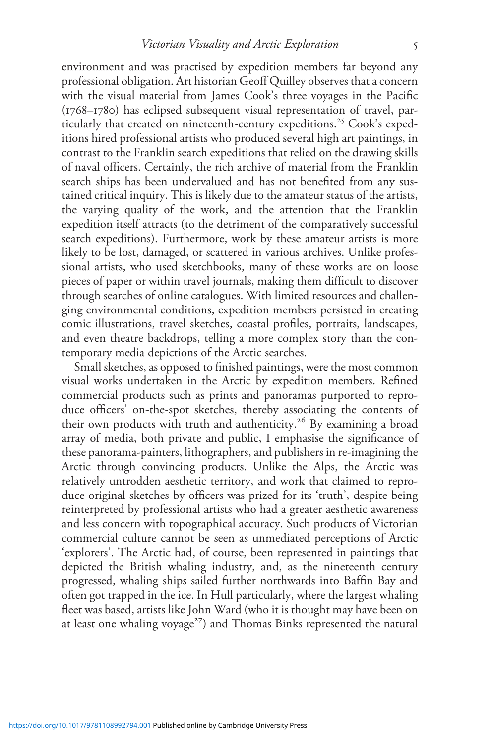environment and was practised by expedition members far beyond any professional obligation. Art historian Geoff Quilley observes that a concern with the visual material from James Cook's three voyages in the Pacific (1768–1780) has eclipsed subsequent visual representation of travel, particularly that created on nineteenth-century expeditions.[25] Cook's expeditions hired professional artists who produced several high art paintings, in contrast to the Franklin search expeditions that relied on the drawing skills of naval officers. Certainly, the rich archive of material from the Franklin search ships has been undervalued and has not benefited from any sustained critical inquiry. This is likely due to the amateur status of the artists, the varying quality of the work, and the attention that the Franklin expedition itself attracts (to the detriment of the comparatively successful search expeditions). Furthermore, work by these amateur artists is more likely to be lost, damaged, or scattered in various archives. Unlike professional artists, who used sketchbooks, many of these works are on loose pieces of paper or within travel journals, making them difficult to discover through searches of online catalogues. With limited resources and challenging environmental conditions, expedition members persisted in creating comic illustrations, travel sketches, coastal profiles, portraits, landscapes, and even theatre backdrops, telling a more complex story than the contemporary media depictions of the Arctic searches.

Small sketches, as opposed to finished paintings, were the most common visual works undertaken in the Arctic by expedition members. Refined commercial products such as prints and panoramas purported to reproduce officers' on-the-spot sketches, thereby associating the contents of their own products with truth and authenticity.[26] By examining a broad array of media, both private and public, I emphasise the significance of these panorama-painters, lithographers, and publishers in re-imagining the Arctic through convincing products. Unlike the Alps, the Arctic was relatively untrodden aesthetic territory, and work that claimed to reproduce original sketches by officers was prized for its 'truth', despite being reinterpreted by professional artists who had a greater aesthetic awareness and less concern with topographical accuracy. Such products of Victorian commercial culture cannot be seen as unmediated perceptions of Arctic 'explorers'. The Arctic had, of course, been represented in paintings that depicted the British whaling industry, and, as the nineteenth century progressed, whaling ships sailed further northwards into Baffin Bay and often got trapped in the ice. In Hull particularly, where the largest whaling fleet was based, artists like John Ward (who it is thought may have been on at least one whaling voyage[27]) and Thomas Binks represented the natural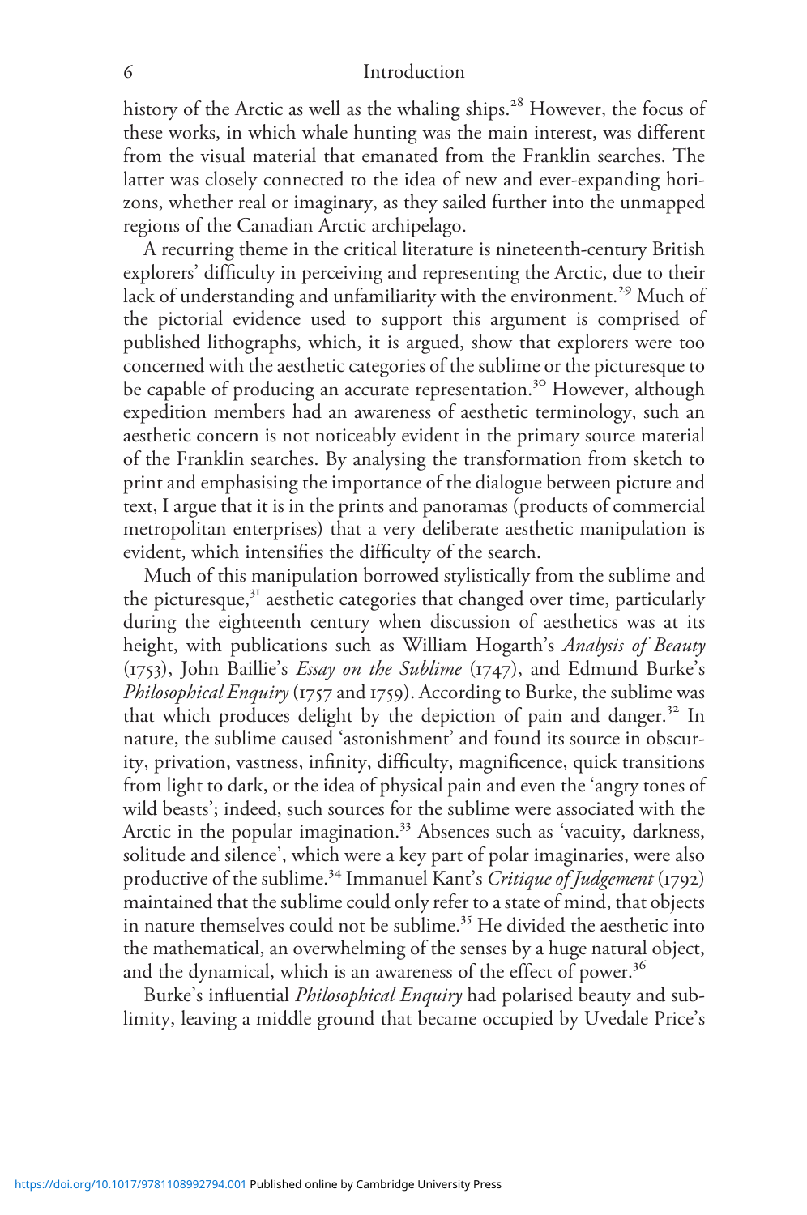history of the Arctic as well as the whaling ships.[28] However, the focus of these works, in which whale hunting was the main interest, was different from the visual material that emanated from the Franklin searches. The latter was closely connected to the idea of new and ever-expanding horizons, whether real or imaginary, as they sailed further into the unmapped regions of the Canadian Arctic archipelago.

A recurring theme in the critical literature is nineteenth-century British explorers' difficulty in perceiving and representing the Arctic, due to their lack of understanding and unfamiliarity with the environment.[29] Much of the pictorial evidence used to support this argument is comprised of published lithographs, which, it is argued, show that explorers were too concerned with the aesthetic categories of the sublime or the picturesque to be capable of producing an accurate representation.[30] However, although expedition members had an awareness of aesthetic terminology, such an aesthetic concern is not noticeably evident in the primary source material of the Franklin searches. By analysing the transformation from sketch to print and emphasising the importance of the dialogue between picture and text, I argue that it is in the prints and panoramas (products of commercial metropolitan enterprises) that a very deliberate aesthetic manipulation is evident, which intensifies the difficulty of the search.

Much of this manipulation borrowed stylistically from the sublime and the picturesque,[31] aesthetic categories that changed over time, particularly during the eighteenth century when discussion of aesthetics was at its height, with publications such as William Hogarth's *Analysis of Beauty* (1753), John Baillie's *Essay on the Sublime* (1747), and Edmund Burke's *Philosophical Enquiry* (1757 and 1759). According to Burke, the sublime was that which produces delight by the depiction of pain and danger.[32] In nature, the sublime caused 'astonishment' and found its source in obscurity, privation, vastness, infinity, difficulty, magnificence, quick transitions from light to dark, or the idea of physical pain and even the 'angry tones of wild beasts'; indeed, such sources for the sublime were associated with the Arctic in the popular imagination.[33] Absences such as 'vacuity, darkness, solitude and silence', which were a key part of polar imaginaries, were also productive of the sublime.[34] Immanuel Kant's *Critique of Judgement* (1792) maintained that the sublime could only refer to a state of mind, that objects in nature themselves could not be sublime.[35] He divided the aesthetic into the mathematical, an overwhelming of the senses by a huge natural object, and the dynamical, which is an awareness of the effect of power.[36]

Burke's influential *Philosophical Enquiry* had polarised beauty and sublimity, leaving a middle ground that became occupied by Uvedale Price's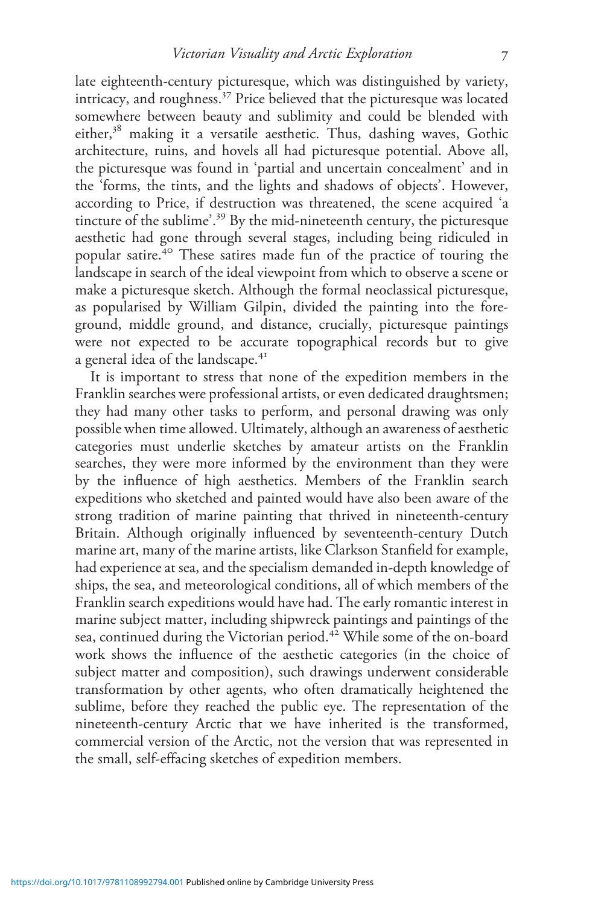late eighteenth-century picturesque, which was distinguished by variety, intricacy, and roughness.[37] Price believed that the picturesque was located somewhere between beauty and sublimity and could be blended with either,[38] making it a versatile aesthetic. Thus, dashing waves, Gothic architecture, ruins, and hovels all had picturesque potential. Above all, the picturesque was found in 'partial and uncertain concealment' and in the 'forms, the tints, and the lights and shadows of objects'. However, according to Price, if destruction was threatened, the scene acquired 'a tincture of the sublime'.[39] By the mid-nineteenth century, the picturesque aesthetic had gone through several stages, including being ridiculed in popular satire.[40] These satires made fun of the practice of touring the landscape in search of the ideal viewpoint from which to observe a scene or make a picturesque sketch. Although the formal neoclassical picturesque, as popularised by William Gilpin, divided the painting into the foreground, middle ground, and distance, crucially, picturesque paintings were not expected to be accurate topographical records but to give a general idea of the landscape.[41]

It is important to stress that none of the expedition members in the Franklin searches were professional artists, or even dedicated draughtsmen; they had many other tasks to perform, and personal drawing was only possible when time allowed. Ultimately, although an awareness of aesthetic categories must underlie sketches by amateur artists on the Franklin searches, they were more informed by the environment than they were by the influence of high aesthetics. Members of the Franklin search expeditions who sketched and painted would have also been aware of the strong tradition of marine painting that thrived in nineteenth-century Britain. Although originally influenced by seventeenth-century Dutch marine art, many of the marine artists, like Clarkson Stanfield for example, had experience at sea, and the specialism demanded in-depth knowledge of ships, the sea, and meteorological conditions, all of which members of the Franklin search expeditions would have had. The early romantic interest in marine subject matter, including shipwreck paintings and paintings of the sea, continued during the Victorian period.[42] While some of the on-board work shows the influence of the aesthetic categories (in the choice of subject matter and composition), such drawings underwent considerable transformation by other agents, who often dramatically heightened the sublime, before they reached the public eye. The representation of the nineteenth-century Arctic that we have inherited is the transformed, commercial version of the Arctic, not the version that was represented in the small, self-effacing sketches of expedition members.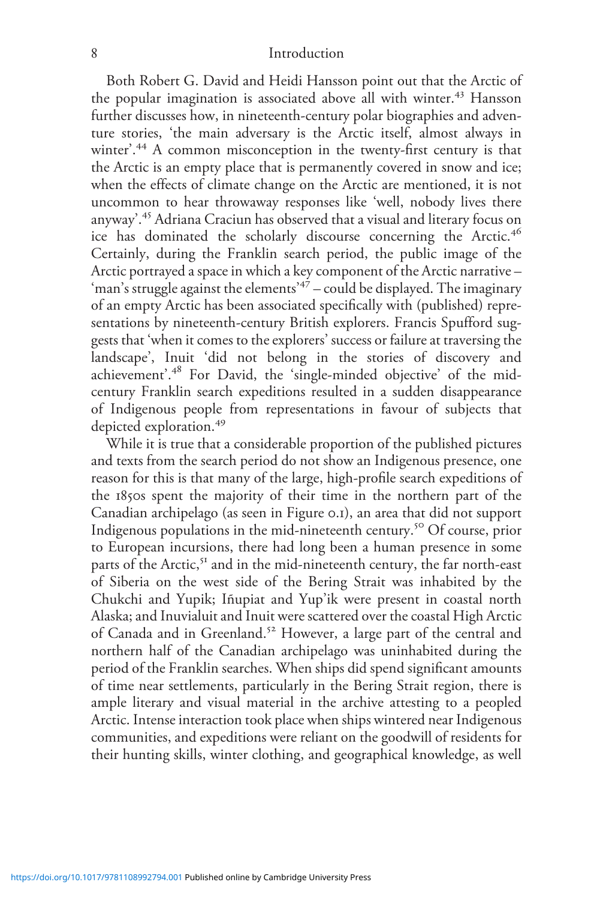Both Robert G. David and Heidi Hansson point out that the Arctic of the popular imagination is associated above all with winter.[43] Hansson further discusses how, in nineteenth-century polar biographies and adventure stories, 'the main adversary is the Arctic itself, almost always in winter'.[44] A common misconception in the twenty-first century is that the Arctic is an empty place that is permanently covered in snow and ice; when the effects of climate change on the Arctic are mentioned, it is not uncommon to hear throwaway responses like 'well, nobody lives there anyway'.[45] Adriana Craciun has observed that a visual and literary focus on ice has dominated the scholarly discourse concerning the Arctic.[46] Certainly, during the Franklin search period, the public image of the Arctic portrayed a space in which a key component of the Arctic narrative – 'man's struggle against the elements'[47] – could be displayed. The imaginary of an empty Arctic has been associated specifically with (published) representations by nineteenth-century British explorers. Francis Spufford suggests that 'when it comes to the explorers' success or failure at traversing the landscape', Inuit 'did not belong in the stories of discovery and achievement'.[48] For David, the 'single-minded objective' of the mid-century Franklin search expeditions resulted in a sudden disappearance of Indigenous people from representations in favour of subjects that depicted exploration.[49]

While it is true that a considerable proportion of the published pictures and texts from the search period do not show an Indigenous presence, one reason for this is that many of the large, high-profile search expeditions of the 1850s spent the majority of their time in the northern part of the Canadian archipelago (as seen in Figure 0.1), an area that did not support Indigenous populations in the mid-nineteenth century.[50] Of course, prior to European incursions, there had long been a human presence in some parts of the Arctic,[51] and in the mid-nineteenth century, the far north-east of Siberia on the west side of the Bering Strait was inhabited by the Chukchi and Yupik; Iñupiat and Yup'ik were present in coastal north Alaska; and Inuvialuit and Inuit were scattered over the coastal High Arctic of Canada and in Greenland.[52] However, a large part of the central and northern half of the Canadian archipelago was uninhabited during the period of the Franklin searches. When ships did spend significant amounts of time near settlements, particularly in the Bering Strait region, there is ample literary and visual material in the archive attesting to a peopled Arctic. Intense interaction took place when ships wintered near Indigenous communities, and expeditions were reliant on the goodwill of residents for their hunting skills, winter clothing, and geographical knowledge, as well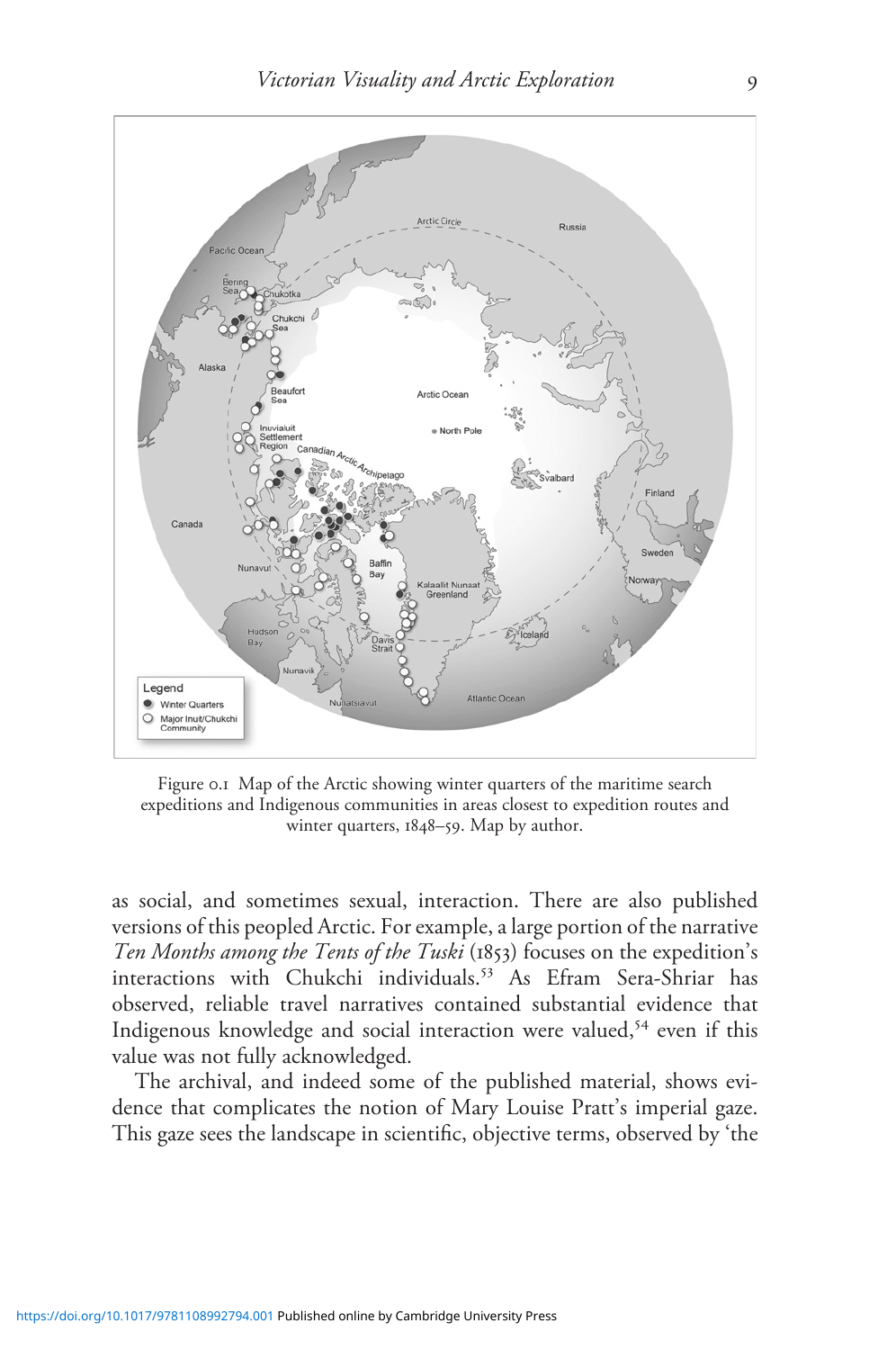Figure 0.1 Map of the Arctic showing winter quarters of the maritime search expeditions and Indigenous communities in areas closest to expedition routes and winter quarters, 1848–59. Map by author.

as social, and sometimes sexual, interaction. There are also published versions of this peopled Arctic. For example, a large portion of the narrative *Ten Months among the Tents of the Tuski* (1853) focuses on the expedition's interactions with Chukchi individuals.[53] As Efram Sera-Shriar has observed, reliable travel narratives contained substantial evidence that Indigenous knowledge and social interaction were valued,[54] even if this value was not fully acknowledged.

The archival, and indeed some of the published material, shows evidence that complicates the notion of Mary Louise Pratt's imperial gaze. This gaze sees the landscape in scientific, objective terms, observed by 'the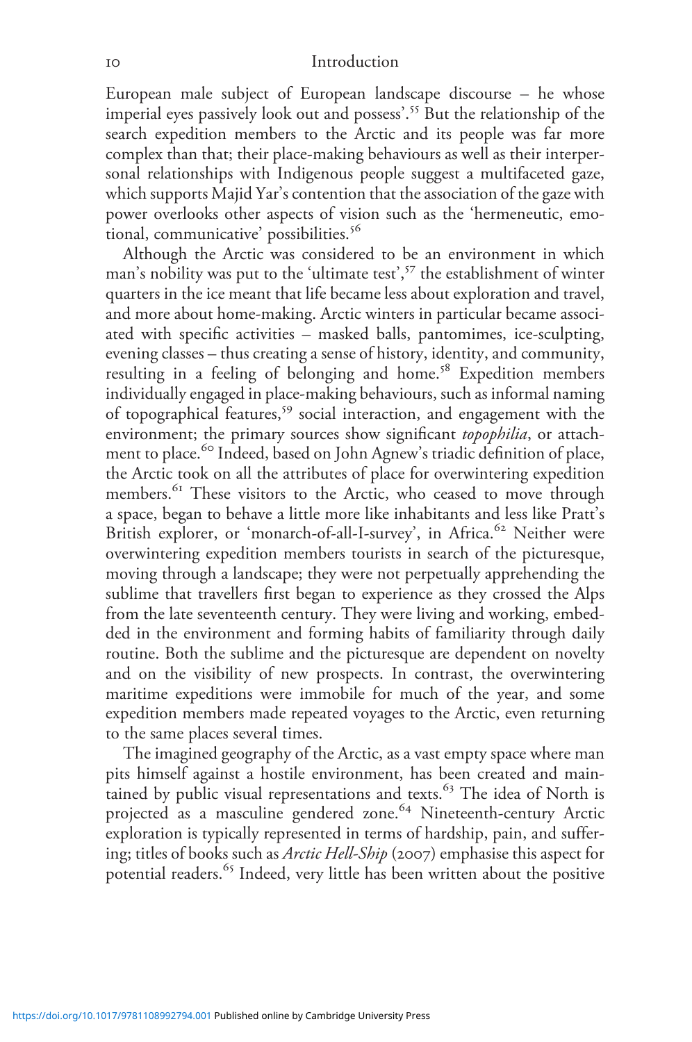European male subject of European landscape discourse – he whose imperial eyes passively look out and possess'.[55] But the relationship of the search expedition members to the Arctic and its people was far more complex than that; their place-making behaviours as well as their interpersonal relationships with Indigenous people suggest a multifaceted gaze, which supports Majid Yar's contention that the association of the gaze with power overlooks other aspects of vision such as the 'hermeneutic, emotional, communicative' possibilities.[56]

Although the Arctic was considered to be an environment in which man's nobility was put to the 'ultimate test',[57] the establishment of winter quarters in the ice meant that life became less about exploration and travel, and more about home-making. Arctic winters in particular became associated with specific activities – masked balls, pantomimes, ice-sculpting, evening classes – thus creating a sense of history, identity, and community, resulting in a feeling of belonging and home.[58] Expedition members individually engaged in place-making behaviours, such as informal naming of topographical features,[59] social interaction, and engagement with the environment; the primary sources show significant *topophilia*, or attachment to place.[60] Indeed, based on John Agnew's triadic definition of place, the Arctic took on all the attributes of place for overwintering expedition members.[61] These visitors to the Arctic, who ceased to move through a space, began to behave a little more like inhabitants and less like Pratt's British explorer, or 'monarch-of-all-I-survey', in Africa.[62] Neither were overwintering expedition members tourists in search of the picturesque, moving through a landscape; they were not perpetually apprehending the sublime that travellers first began to experience as they crossed the Alps from the late seventeenth century. They were living and working, embedded in the environment and forming habits of familiarity through daily routine. Both the sublime and the picturesque are dependent on novelty and on the visibility of new prospects. In contrast, the overwintering maritime expeditions were immobile for much of the year, and some expedition members made repeated voyages to the Arctic, even returning to the same places several times.

The imagined geography of the Arctic, as a vast empty space where man pits himself against a hostile environment, has been created and maintained by public visual representations and texts.[63] The idea of North is projected as a masculine gendered zone.[64] Nineteenth-century Arctic exploration is typically represented in terms of hardship, pain, and suffering; titles of books such as *Arctic Hell-Ship* (2007) emphasise this aspect for potential readers.[65] Indeed, very little has been written about the positive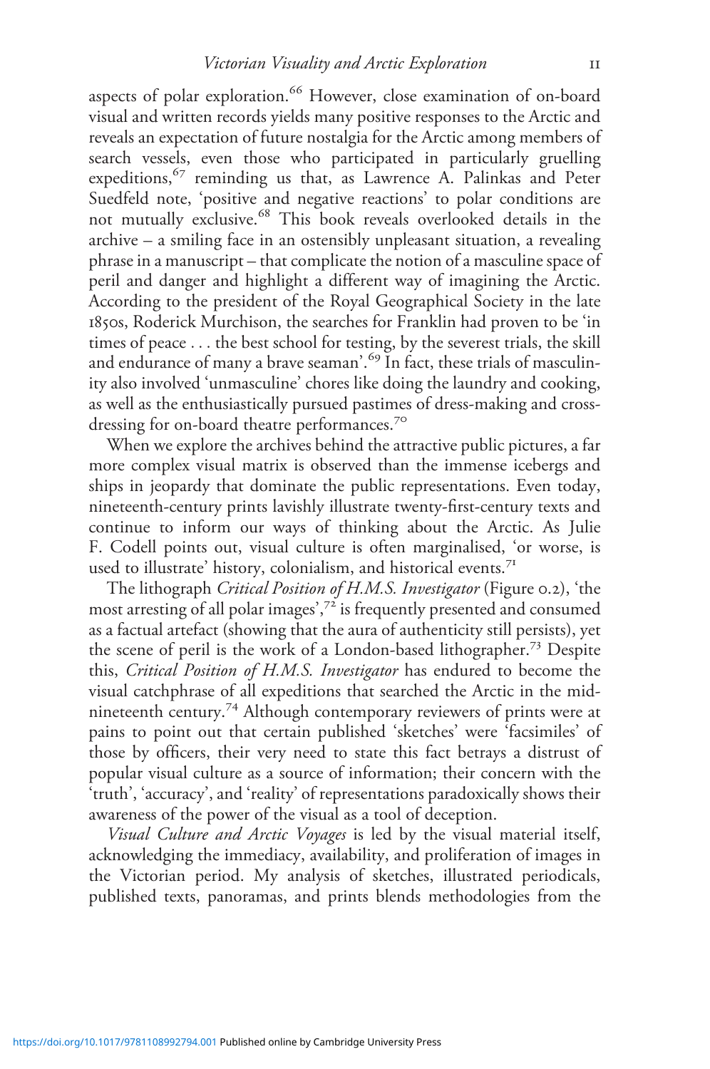aspects of polar exploration.[66] However, close examination of on-board visual and written records yields many positive responses to the Arctic and reveals an expectation of future nostalgia for the Arctic among members of search vessels, even those who participated in particularly gruelling expeditions,[67] reminding us that, as Lawrence A. Palinkas and Peter Suedfeld note, 'positive and negative reactions' to polar conditions are not mutually exclusive.[68] This book reveals overlooked details in the archive – a smiling face in an ostensibly unpleasant situation, a revealing phrase in a manuscript – that complicate the notion of a masculine space of peril and danger and highlight a different way of imagining the Arctic. According to the president of the Royal Geographical Society in the late 1850s, Roderick Murchison, the searches for Franklin had proven to be 'in times of peace . . . the best school for testing, by the severest trials, the skill and endurance of many a brave seaman'.[69] In fact, these trials of masculinity also involved 'unmasculine' chores like doing the laundry and cooking, as well as the enthusiastically pursued pastimes of dress-making and cross-dressing for on-board theatre performances.[70]

When we explore the archives behind the attractive public pictures, a far more complex visual matrix is observed than the immense icebergs and ships in jeopardy that dominate the public representations. Even today, nineteenth-century prints lavishly illustrate twenty-first-century texts and continue to inform our ways of thinking about the Arctic. As Julie F. Codell points out, visual culture is often marginalised, 'or worse, is used to illustrate' history, colonialism, and historical events.[71]

The lithograph *Critical Position of H.M.S. Investigator* (Figure 0.2), 'the most arresting of all polar images',[72] is frequently presented and consumed as a factual artefact (showing that the aura of authenticity still persists), yet the scene of peril is the work of a London-based lithographer.[73] Despite this, *Critical Position of H.M.S. Investigator* has endured to become the visual catchphrase of all expeditions that searched the Arctic in the mid-nineteenth century.[74] Although contemporary reviewers of prints were at pains to point out that certain published 'sketches' were 'facsimiles' of those by officers, their very need to state this fact betrays a distrust of popular visual culture as a source of information; their concern with the 'truth', 'accuracy', and 'reality' of representations paradoxically shows their awareness of the power of the visual as a tool of deception.

*Visual Culture and Arctic Voyages* is led by the visual material itself, acknowledging the immediacy, availability, and proliferation of images in the Victorian period. My analysis of sketches, illustrated periodicals, published texts, panoramas, and prints blends methodologies from the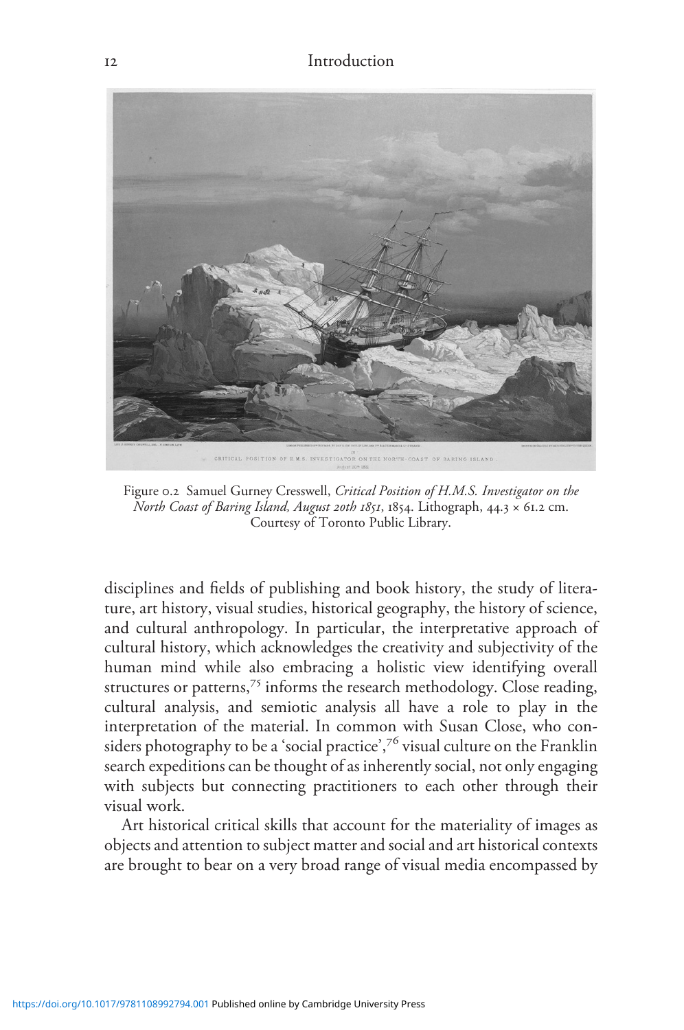Figure 0.2 Samuel Gurney Cresswell, *Critical Position of H.M.S. Investigator on the North Coast of Baring Island, August 20th 1851*, 1854. Lithograph, 44.3 × 61.2 cm. Courtesy of Toronto Public Library.

disciplines and fields of publishing and book history, the study of literature, art history, visual studies, historical geography, the history of science, and cultural anthropology. In particular, the interpretative approach of cultural history, which acknowledges the creativity and subjectivity of the human mind while also embracing a holistic view identifying overall structures or patterns,[75] informs the research methodology. Close reading, cultural analysis, and semiotic analysis all have a role to play in the interpretation of the material. In common with Susan Close, who considers photography to be a 'social practice',[76] visual culture on the Franklin search expeditions can be thought of as inherently social, not only engaging with subjects but connecting practitioners to each other through their visual work.

Art historical critical skills that account for the materiality of images as objects and attention to subject matter and social and art historical contexts are brought to bear on a very broad range of visual media encompassed by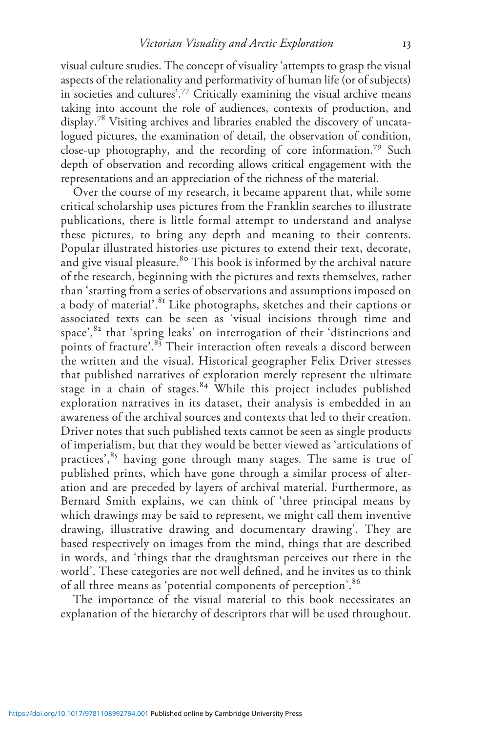visual culture studies. The concept of visuality 'attempts to grasp the visual aspects of the relationality and performativity of human life (or of subjects) in societies and cultures'.[77] Critically examining the visual archive means taking into account the role of audiences, contexts of production, and display.[78] Visiting archives and libraries enabled the discovery of uncatalogued pictures, the examination of detail, the observation of condition, close-up photography, and the recording of core information.[79] Such depth of observation and recording allows critical engagement with the representations and an appreciation of the richness of the material.

Over the course of my research, it became apparent that, while some critical scholarship uses pictures from the Franklin searches to illustrate publications, there is little formal attempt to understand and analyse these pictures, to bring any depth and meaning to their contents. Popular illustrated histories use pictures to extend their text, decorate, and give visual pleasure.[80] This book is informed by the archival nature of the research, beginning with the pictures and texts themselves, rather than 'starting from a series of observations and assumptions imposed on a body of material'.[81] Like photographs, sketches and their captions or associated texts can be seen as 'visual incisions through time and space',[82] that 'spring leaks' on interrogation of their 'distinctions and points of fracture'.[83] Their interaction often reveals a discord between the written and the visual. Historical geographer Felix Driver stresses that published narratives of exploration merely represent the ultimate stage in a chain of stages.[84] While this project includes published exploration narratives in its dataset, their analysis is embedded in an awareness of the archival sources and contexts that led to their creation. Driver notes that such published texts cannot be seen as single products of imperialism, but that they would be better viewed as 'articulations of practices',[85] having gone through many stages. The same is true of published prints, which have gone through a similar process of alteration and are preceded by layers of archival material. Furthermore, as Bernard Smith explains, we can think of 'three principal means by which drawings may be said to represent, we might call them inventive drawing, illustrative drawing and documentary drawing'. They are based respectively on images from the mind, things that are described in words, and 'things that the draughtsman perceives out there in the world'. These categories are not well defined, and he invites us to think of all three means as 'potential components of perception'.[86]

The importance of the visual material to this book necessitates an explanation of the hierarchy of descriptors that will be used throughout.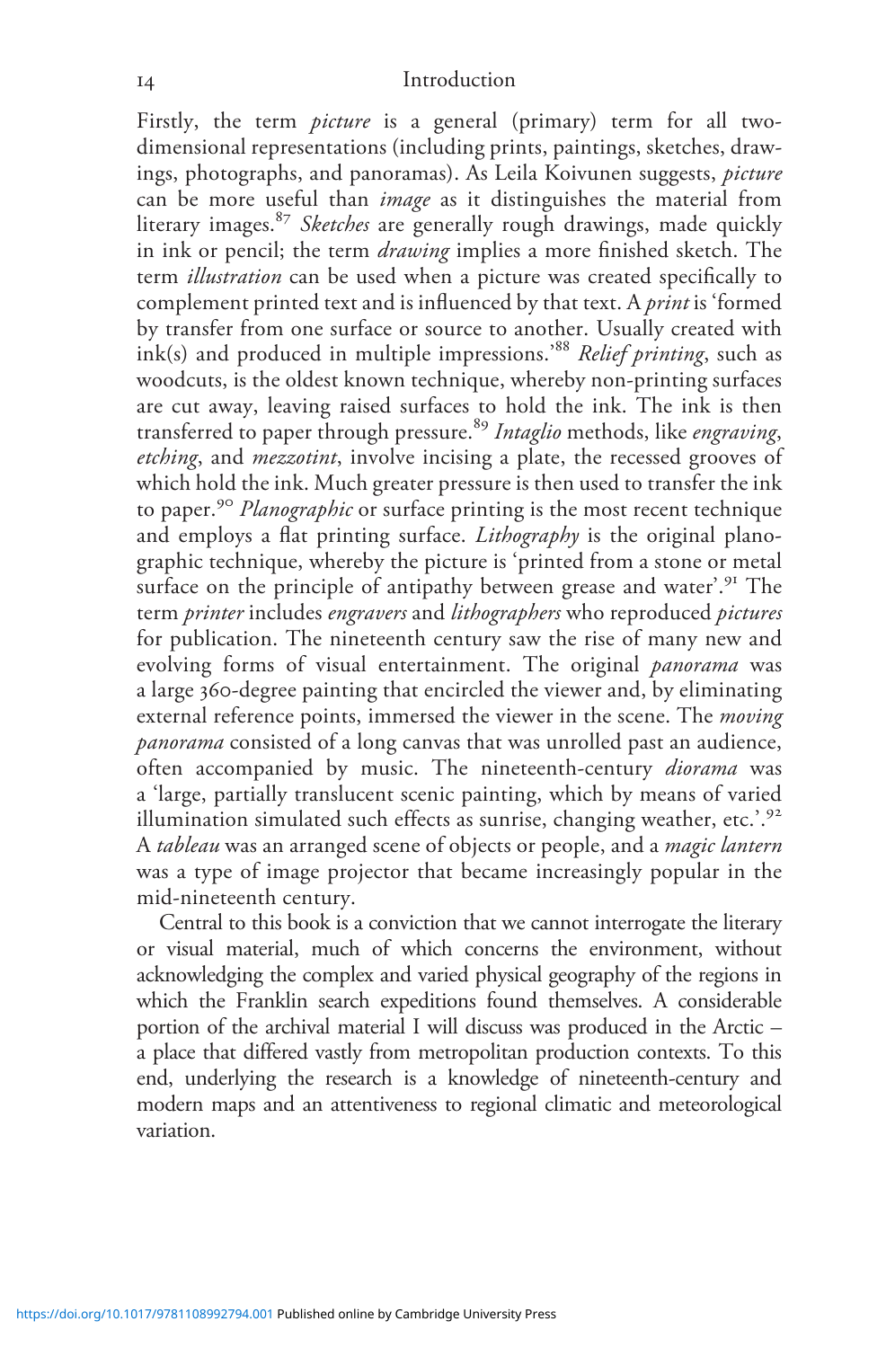Firstly, the term *picture* is a general (primary) term for all two-dimensional representations (including prints, paintings, sketches, drawings, photographs, and panoramas). As Leila Koivunen suggests, *picture* can be more useful than *image* as it distinguishes the material from literary images.[87] *Sketches* are generally rough drawings, made quickly in ink or pencil; the term *drawing* implies a more finished sketch. The term *illustration* can be used when a picture was created specifically to complement printed text and is influenced by that text. A *print* is 'formed by transfer from one surface or source to another. Usually created with ink(s) and produced in multiple impressions.'[88] *Relief printing*, such as woodcuts, is the oldest known technique, whereby non-printing surfaces are cut away, leaving raised surfaces to hold the ink. The ink is then transferred to paper through pressure.[89] *Intaglio* methods, like *engraving*, *etching*, and *mezzotint*, involve incising a plate, the recessed grooves of which hold the ink. Much greater pressure is then used to transfer the ink to paper.[90] *Planographic* or surface printing is the most recent technique and employs a flat printing surface. *Lithography* is the original planographic technique, whereby the picture is 'printed from a stone or metal surface on the principle of antipathy between grease and water'.[91] The term *printer* includes *engravers* and *lithographers* who reproduced *pictures* for publication. The nineteenth century saw the rise of many new and evolving forms of visual entertainment. The original *panorama* was a large 360-degree painting that encircled the viewer and, by eliminating external reference points, immersed the viewer in the scene. The *moving panorama* consisted of a long canvas that was unrolled past an audience, often accompanied by music. The nineteenth-century *diorama* was a 'large, partially translucent scenic painting, which by means of varied illumination simulated such effects as sunrise, changing weather, etc.'.[92] A *tableau* was an arranged scene of objects or people, and a *magic lantern* was a type of image projector that became increasingly popular in the mid-nineteenth century.

Central to this book is a conviction that we cannot interrogate the literary or visual material, much of which concerns the environment, without acknowledging the complex and varied physical geography of the regions in which the Franklin search expeditions found themselves. A considerable portion of the archival material I will discuss was produced in the Arctic – a place that differed vastly from metropolitan production contexts. To this end, underlying the research is a knowledge of nineteenth-century and modern maps and an attentiveness to regional climatic and meteorological variation.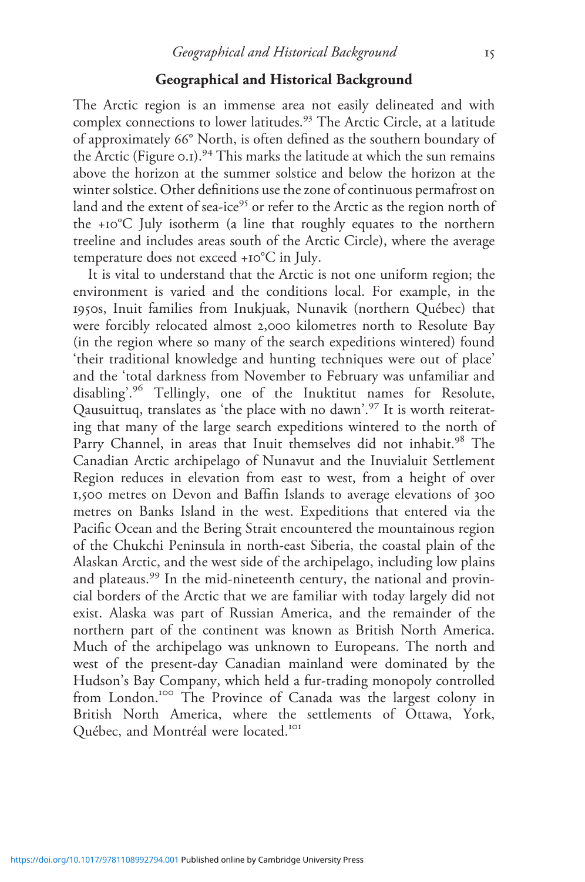## Geographical and Historical Background

The Arctic region is an immense area not easily delineated and with complex connections to lower latitudes.[93] The Arctic Circle, at a latitude of approximately 66° North, is often defined as the southern boundary of the Arctic (Figure 0.1).[94] This marks the latitude at which the sun remains above the horizon at the summer solstice and below the horizon at the winter solstice. Other definitions use the zone of continuous permafrost on land and the extent of sea-ice[95] or refer to the Arctic as the region north of the +10°C July isotherm (a line that roughly equates to the northern treeline and includes areas south of the Arctic Circle), where the average temperature does not exceed +10°C in July.

It is vital to understand that the Arctic is not one uniform region; the environment is varied and the conditions local. For example, in the 1950s, Inuit families from Inukjuak, Nunavik (northern Québec) that were forcibly relocated almost 2,000 kilometres north to Resolute Bay (in the region where so many of the search expeditions wintered) found 'their traditional knowledge and hunting techniques were out of place' and the 'total darkness from November to February was unfamiliar and disabling'.[96] Tellingly, one of the Inuktitut names for Resolute, Qausuittuq, translates as 'the place with no dawn'.[97] It is worth reiterating that many of the large search expeditions wintered to the north of Parry Channel, in areas that Inuit themselves did not inhabit.[98] The Canadian Arctic archipelago of Nunavut and the Inuvialuit Settlement Region reduces in elevation from east to west, from a height of over 1,500 metres on Devon and Baffin Islands to average elevations of 300 metres on Banks Island in the west. Expeditions that entered via the Pacific Ocean and the Bering Strait encountered the mountainous region of the Chukchi Peninsula in north-east Siberia, the coastal plain of the Alaskan Arctic, and the west side of the archipelago, including low plains and plateaus.[99] In the mid-nineteenth century, the national and provincial borders of the Arctic that we are familiar with today largely did not exist. Alaska was part of Russian America, and the remainder of the northern part of the continent was known as British North America. Much of the archipelago was unknown to Europeans. The north and west of the present-day Canadian mainland were dominated by the Hudson's Bay Company, which held a fur-trading monopoly controlled from London.[100] The Province of Canada was the largest colony in British North America, where the settlements of Ottawa, York, Québec, and Montréal were located.[101]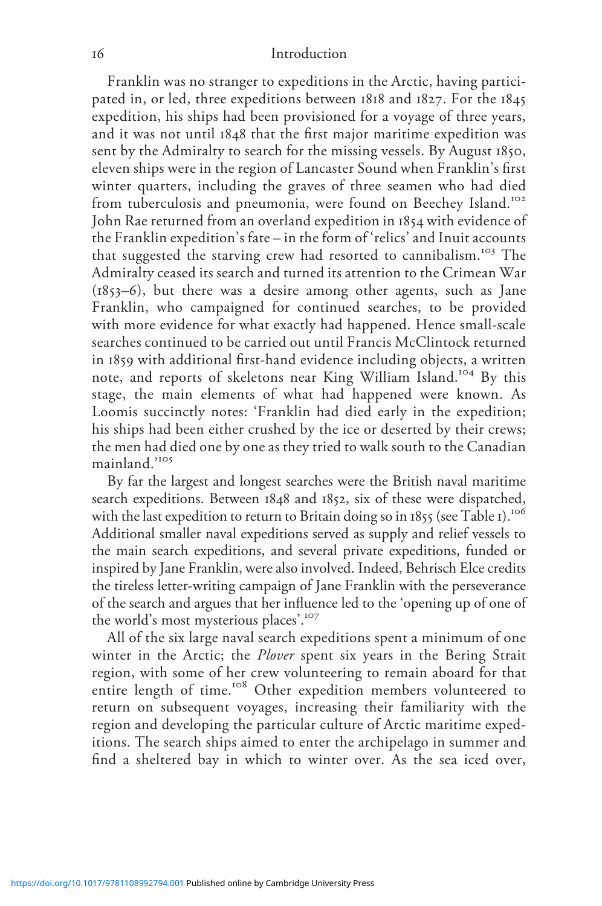Franklin was no stranger to expeditions in the Arctic, having participated in, or led, three expeditions between 1818 and 1827. For the 1845 expedition, his ships had been provisioned for a voyage of three years, and it was not until 1848 that the first major maritime expedition was sent by the Admiralty to search for the missing vessels. By August 1850, eleven ships were in the region of Lancaster Sound when Franklin's first winter quarters, including the graves of three seamen who had died from tuberculosis and pneumonia, were found on Beechey Island.[102] John Rae returned from an overland expedition in 1854 with evidence of the Franklin expedition's fate – in the form of 'relics' and Inuit accounts that suggested the starving crew had resorted to cannibalism.[103] The Admiralty ceased its search and turned its attention to the Crimean War (1853–6), but there was a desire among other agents, such as Jane Franklin, who campaigned for continued searches, to be provided with more evidence for what exactly had happened. Hence small-scale searches continued to be carried out until Francis McClintock returned in 1859 with additional first-hand evidence including objects, a written note, and reports of skeletons near King William Island.[104] By this stage, the main elements of what had happened were known. As Loomis succinctly notes: 'Franklin had died early in the expedition; his ships had been either crushed by the ice or deserted by their crews; the men had died one by one as they tried to walk south to the Canadian mainland.'[105]

By far the largest and longest searches were the British naval maritime search expeditions. Between 1848 and 1852, six of these were dispatched, with the last expedition to return to Britain doing so in 1855 (see Table 1).[106] Additional smaller naval expeditions served as supply and relief vessels to the main search expeditions, and several private expeditions, funded or inspired by Jane Franklin, were also involved. Indeed, Behrisch Elce credits the tireless letter-writing campaign of Jane Franklin with the perseverance of the search and argues that her influence led to the 'opening up of one of the world's most mysterious places'.[107]

All of the six large naval search expeditions spent a minimum of one winter in the Arctic; the *Plover* spent six years in the Bering Strait region, with some of her crew volunteering to remain aboard for that entire length of time.[108] Other expedition members volunteered to return on subsequent voyages, increasing their familiarity with the region and developing the particular culture of Arctic maritime expeditions. The search ships aimed to enter the archipelago in summer and find a sheltered bay in which to winter over. As the sea iced over,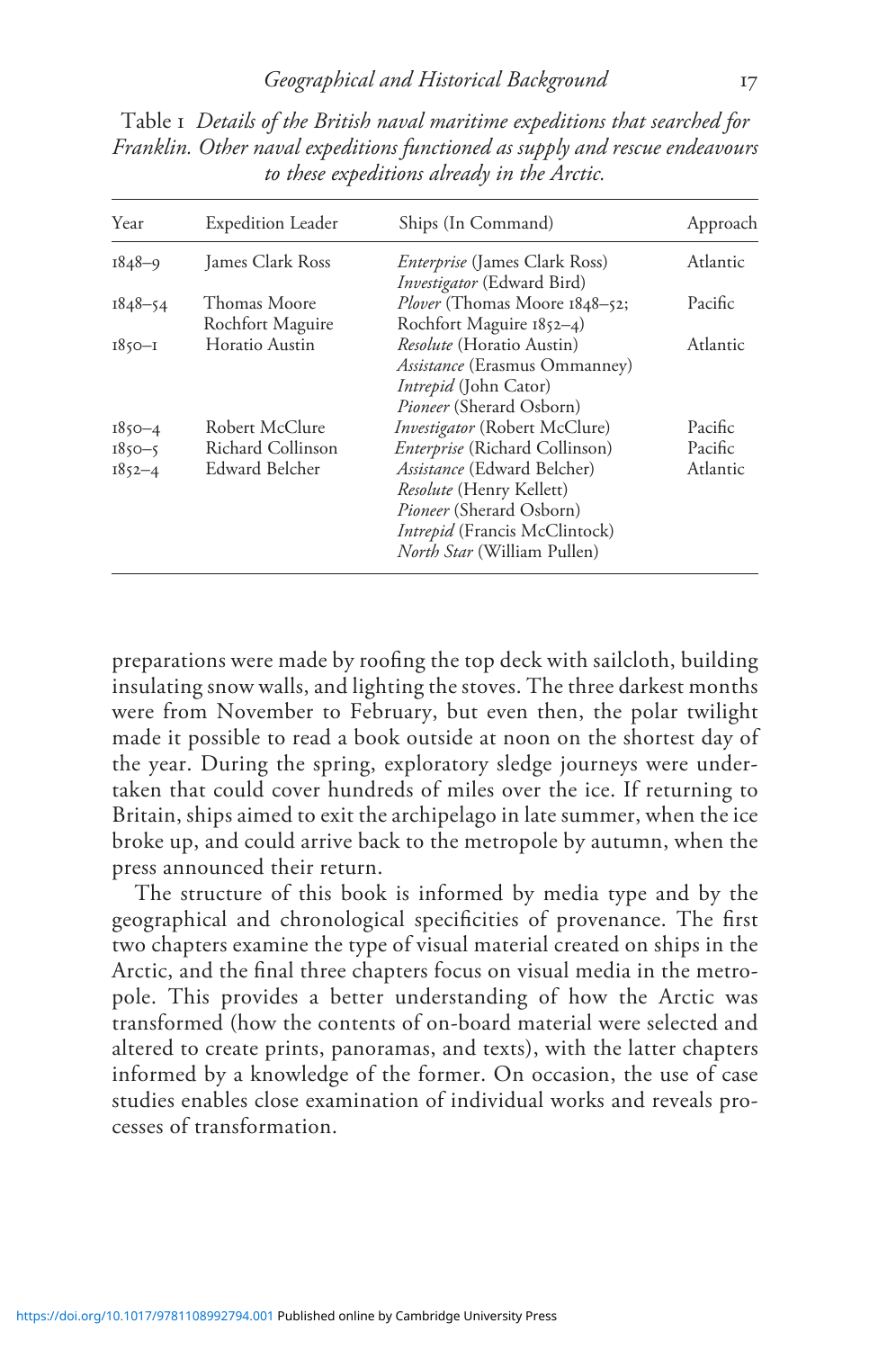Table 1 *Details of the British naval maritime expeditions that searched for Franklin. Other naval expeditions functioned as supply and rescue endeavours to these expeditions already in the Arctic.*

| Year | Expedition Leader | Ships (In Command) | Approach |
|---|---|---|---|
| 1848–9 | James Clark Ross | *Enterprise* (James Clark Ross)<br>*Investigator* (Edward Bird) | Atlantic |
| 1848–54 | Thomas Moore<br>Rochfort Maguire | *Plover* (Thomas Moore 1848–52;<br>Rochfort Maguire 1852–4) | Pacific |
| 1850–1 | Horatio Austin | *Resolute* (Horatio Austin)<br>*Assistance* (Erasmus Ommanney)<br>*Intrepid* (John Cator)<br>*Pioneer* (Sherard Osborn) | Atlantic |
| 1850–4 | Robert McClure | *Investigator* (Robert McClure) | Pacific |
| 1850–5 | Richard Collinson | *Enterprise* (Richard Collinson) | Pacific |
| 1852–4 | Edward Belcher | *Assistance* (Edward Belcher)<br>*Resolute* (Henry Kellett)<br>*Pioneer* (Sherard Osborn)<br>*Intrepid* (Francis McClintock)<br>*North Star* (William Pullen) | Atlantic |

preparations were made by roofing the top deck with sailcloth, building insulating snow walls, and lighting the stoves. The three darkest months were from November to February, but even then, the polar twilight made it possible to read a book outside at noon on the shortest day of the year. During the spring, exploratory sledge journeys were undertaken that could cover hundreds of miles over the ice. If returning to Britain, ships aimed to exit the archipelago in late summer, when the ice broke up, and could arrive back to the metropole by autumn, when the press announced their return.

The structure of this book is informed by media type and by the geographical and chronological specificities of provenance. The first two chapters examine the type of visual material created on ships in the Arctic, and the final three chapters focus on visual media in the metropole. This provides a better understanding of how the Arctic was transformed (how the contents of on-board material were selected and altered to create prints, panoramas, and texts), with the latter chapters informed by a knowledge of the former. On occasion, the use of case studies enables close examination of individual works and reveals processes of transformation.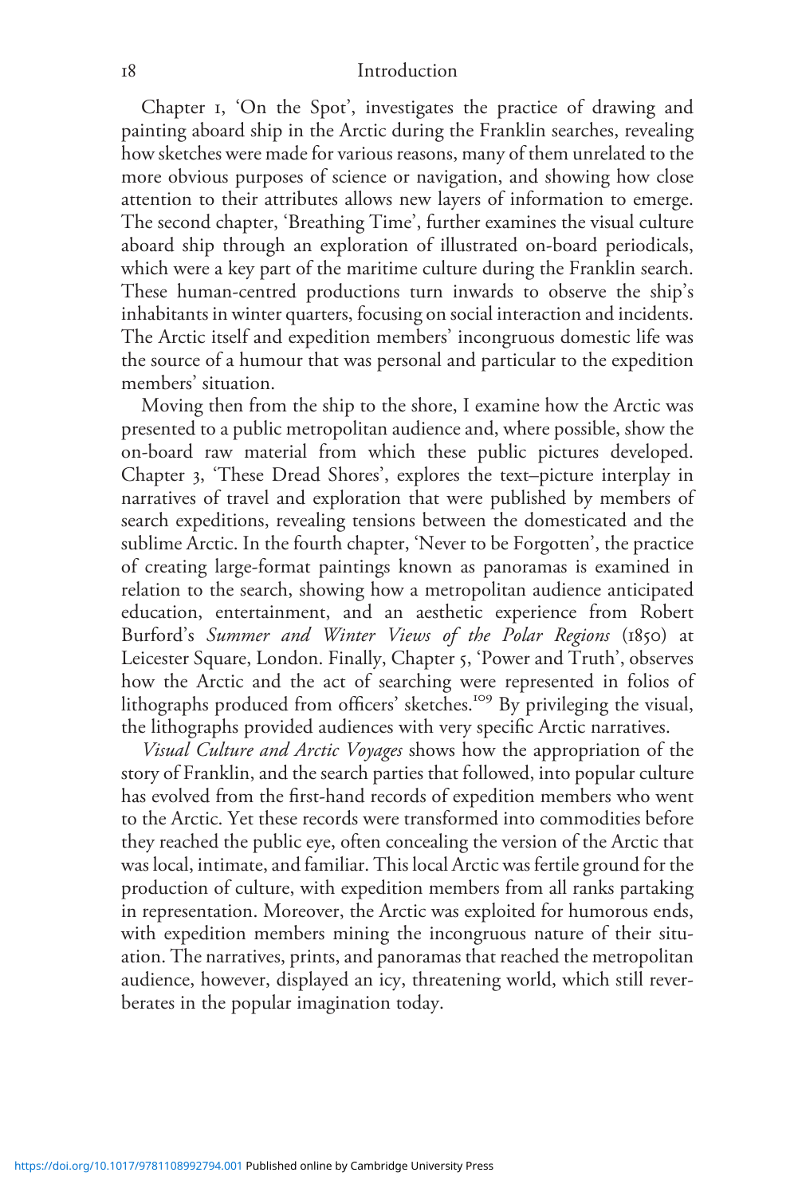Chapter 1, 'On the Spot', investigates the practice of drawing and painting aboard ship in the Arctic during the Franklin searches, revealing how sketches were made for various reasons, many of them unrelated to the more obvious purposes of science or navigation, and showing how close attention to their attributes allows new layers of information to emerge. The second chapter, 'Breathing Time', further examines the visual culture aboard ship through an exploration of illustrated on-board periodicals, which were a key part of the maritime culture during the Franklin search. These human-centred productions turn inwards to observe the ship's inhabitants in winter quarters, focusing on social interaction and incidents. The Arctic itself and expedition members' incongruous domestic life was the source of a humour that was personal and particular to the expedition members' situation.

Moving then from the ship to the shore, I examine how the Arctic was presented to a public metropolitan audience and, where possible, show the on-board raw material from which these public pictures developed. Chapter 3, 'These Dread Shores', explores the text–picture interplay in narratives of travel and exploration that were published by members of search expeditions, revealing tensions between the domesticated and the sublime Arctic. In the fourth chapter, 'Never to be Forgotten', the practice of creating large-format paintings known as panoramas is examined in relation to the search, showing how a metropolitan audience anticipated education, entertainment, and an aesthetic experience from Robert Burford's *Summer and Winter Views of the Polar Regions* (1850) at Leicester Square, London. Finally, Chapter 5, 'Power and Truth', observes how the Arctic and the act of searching were represented in folios of lithographs produced from officers' sketches.[109] By privileging the visual, the lithographs provided audiences with very specific Arctic narratives.

*Visual Culture and Arctic Voyages* shows how the appropriation of the story of Franklin, and the search parties that followed, into popular culture has evolved from the first-hand records of expedition members who went to the Arctic. Yet these records were transformed into commodities before they reached the public eye, often concealing the version of the Arctic that was local, intimate, and familiar. This local Arctic was fertile ground for the production of culture, with expedition members from all ranks partaking in representation. Moreover, the Arctic was exploited for humorous ends, with expedition members mining the incongruous nature of their situation. The narratives, prints, and panoramas that reached the metropolitan audience, however, displayed an icy, threatening world, which still reverberates in the popular imagination today.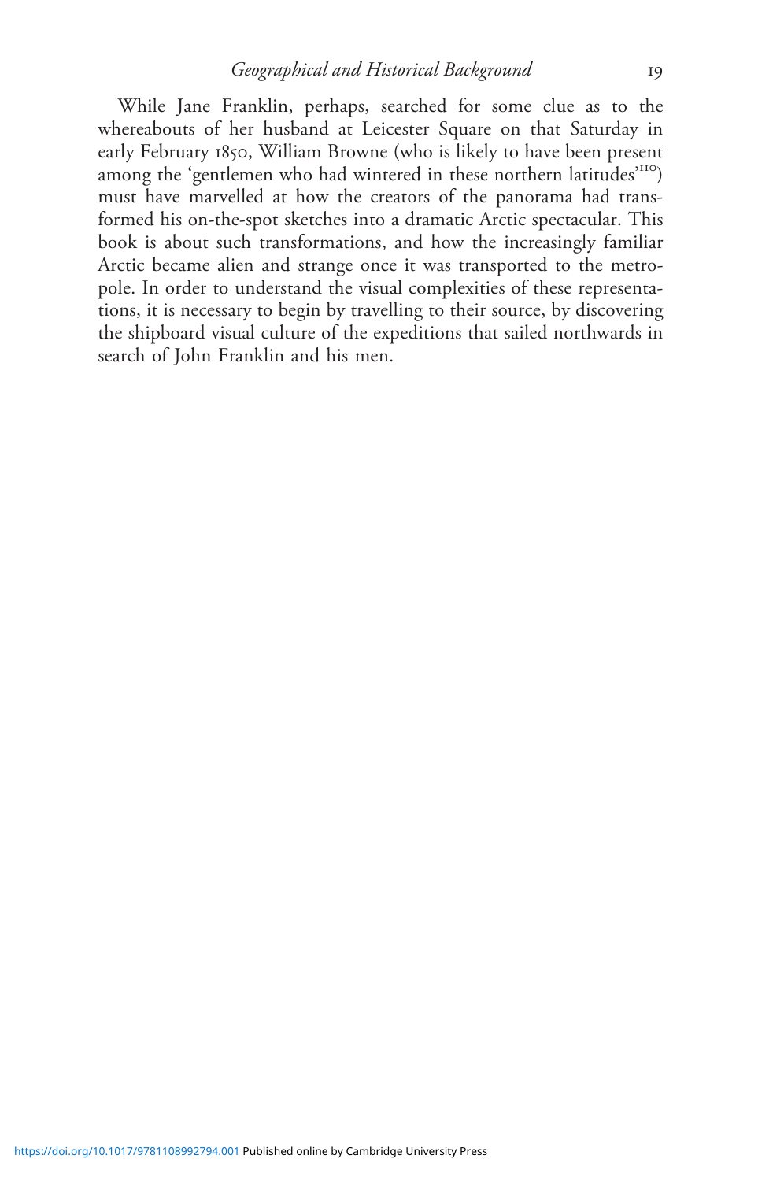While Jane Franklin, perhaps, searched for some clue as to the whereabouts of her husband at Leicester Square on that Saturday in early February 1850, William Browne (who is likely to have been present among the 'gentlemen who had wintered in these northern latitudes'[110]) must have marvelled at how the creators of the panorama had transformed his on-the-spot sketches into a dramatic Arctic spectacular. This book is about such transformations, and how the increasingly familiar Arctic became alien and strange once it was transported to the metropole. In order to understand the visual complexities of these representations, it is necessary to begin by travelling to their source, by discovering the shipboard visual culture of the expeditions that sailed northwards in search of John Franklin and his men.